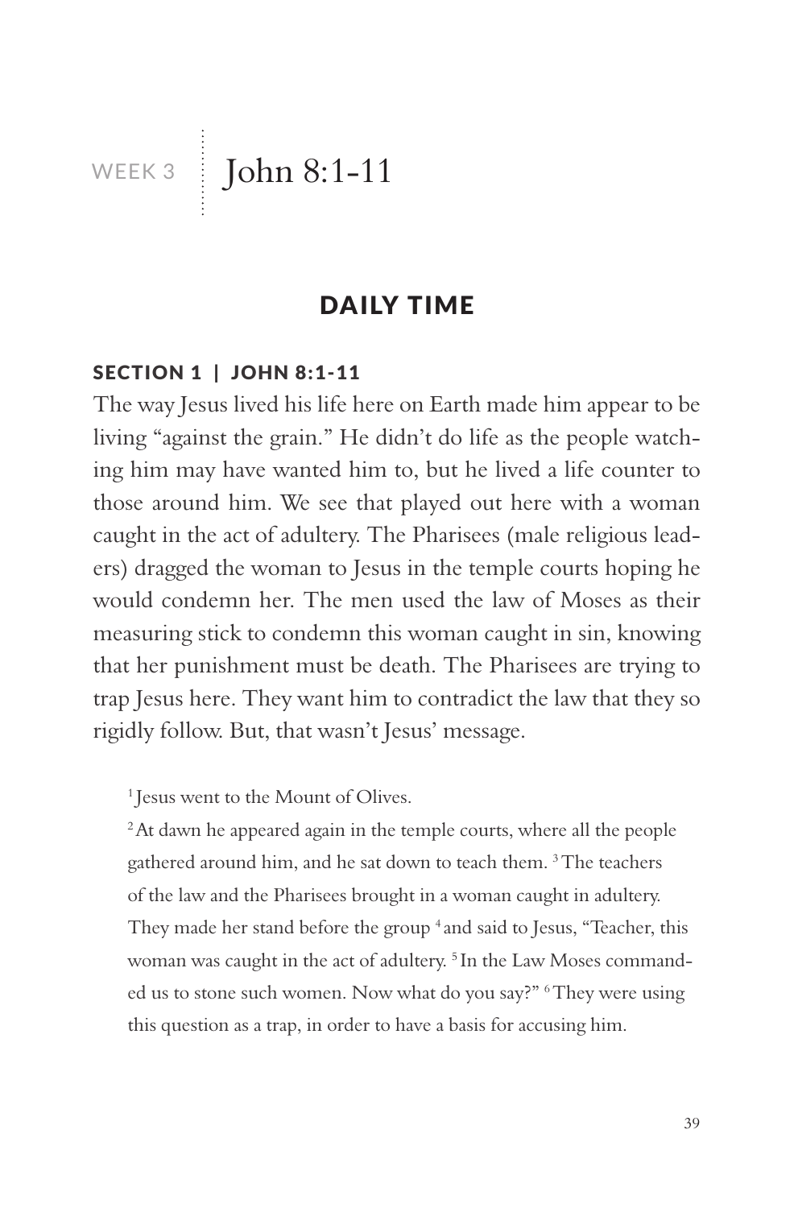# WEEK 3 | John 8:1-11

## DAILY TIME

### SECTION 1 | JOHN 8:1-11

The way Jesus lived his life here on Earth made him appear to be living "against the grain." He didn't do life as the people watching him may have wanted him to, but he lived a life counter to those around him. We see that played out here with a woman caught in the act of adultery. The Pharisees (male religious leaders) dragged the woman to Jesus in the temple courts hoping he would condemn her. The men used the law of Moses as their measuring stick to condemn this woman caught in sin, knowing that her punishment must be death. The Pharisees are trying to trap Jesus here. They want him to contradict the law that they so rigidly follow. But, that wasn't Jesus' message.

> [1] Jesus went to the Mount of Olives.
>
> [2] At dawn he appeared again in the temple courts, where all the people gathered around him, and he sat down to teach them. [3] The teachers of the law and the Pharisees brought in a woman caught in adultery. They made her stand before the group [4] and said to Jesus, "Teacher, this woman was caught in the act of adultery. [5] In the Law Moses commanded us to stone such women. Now what do you say?" [6] They were using this question as a trap, in order to have a basis for accusing him.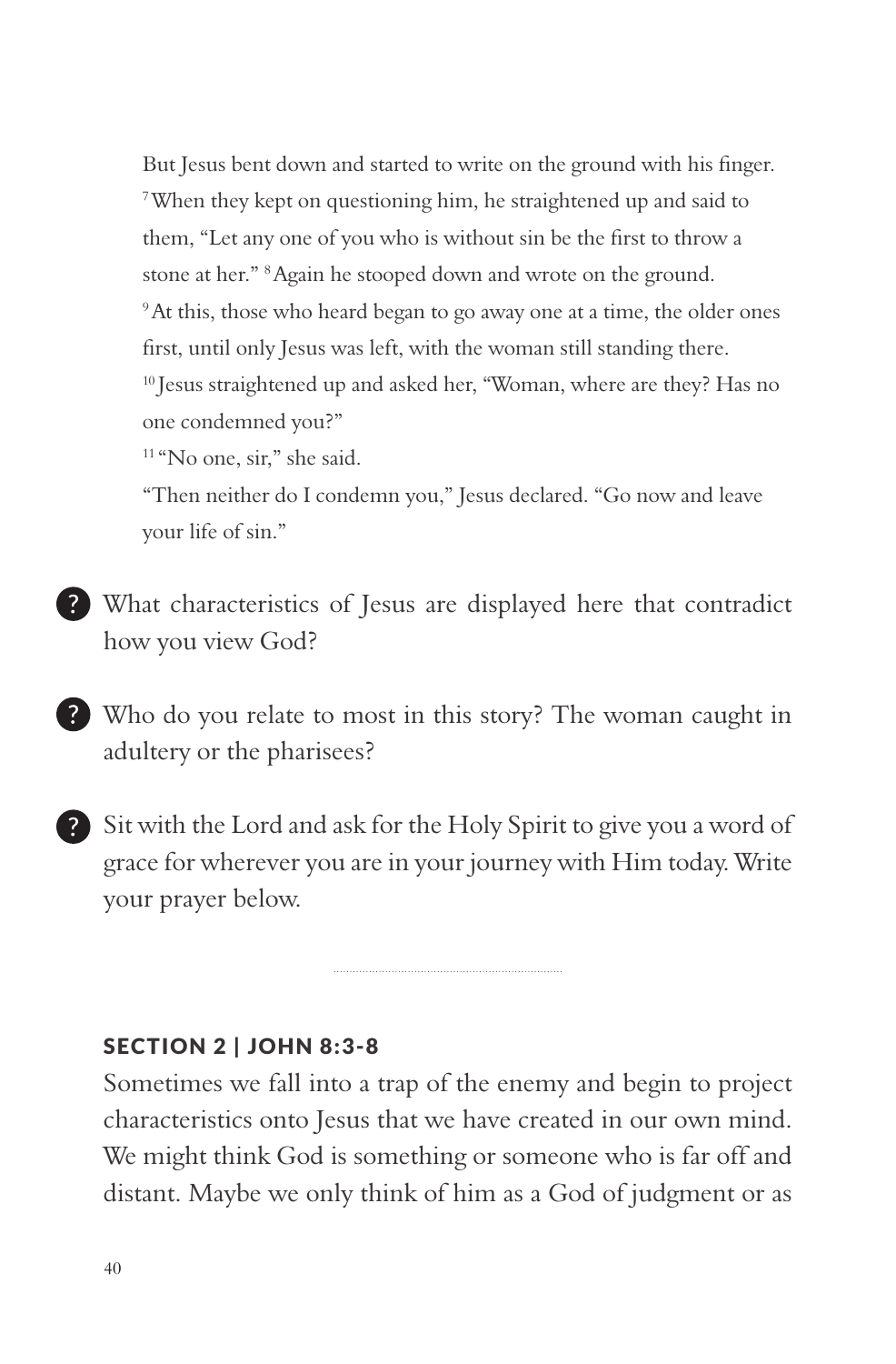But Jesus bent down and started to write on the ground with his finger. [7] When they kept on questioning him, he straightened up and said to them, "Let any one of you who is without sin be the first to throw a stone at her." [8] Again he stooped down and wrote on the ground. [9] At this, those who heard began to go away one at a time, the older ones first, until only Jesus was left, with the woman still standing there. [10] Jesus straightened up and asked her, "Woman, where are they? Has no one condemned you?"

[11] "No one, sir," she said.

"Then neither do I condemn you," Jesus declared. "Go now and leave your life of sin."

- ? What characteristics of Jesus are displayed here that contradict how you view God?

- ? Who do you relate to most in this story? The woman caught in adultery or the pharisees?

- ? Sit with the Lord and ask for the Holy Spirit to give you a word of grace for wherever you are in your journey with Him today. Write your prayer below.

---

### SECTION 2 | JOHN 8:3-8

Sometimes we fall into a trap of the enemy and begin to project characteristics onto Jesus that we have created in our own mind. We might think God is something or someone who is far off and distant. Maybe we only think of him as a God of judgment or as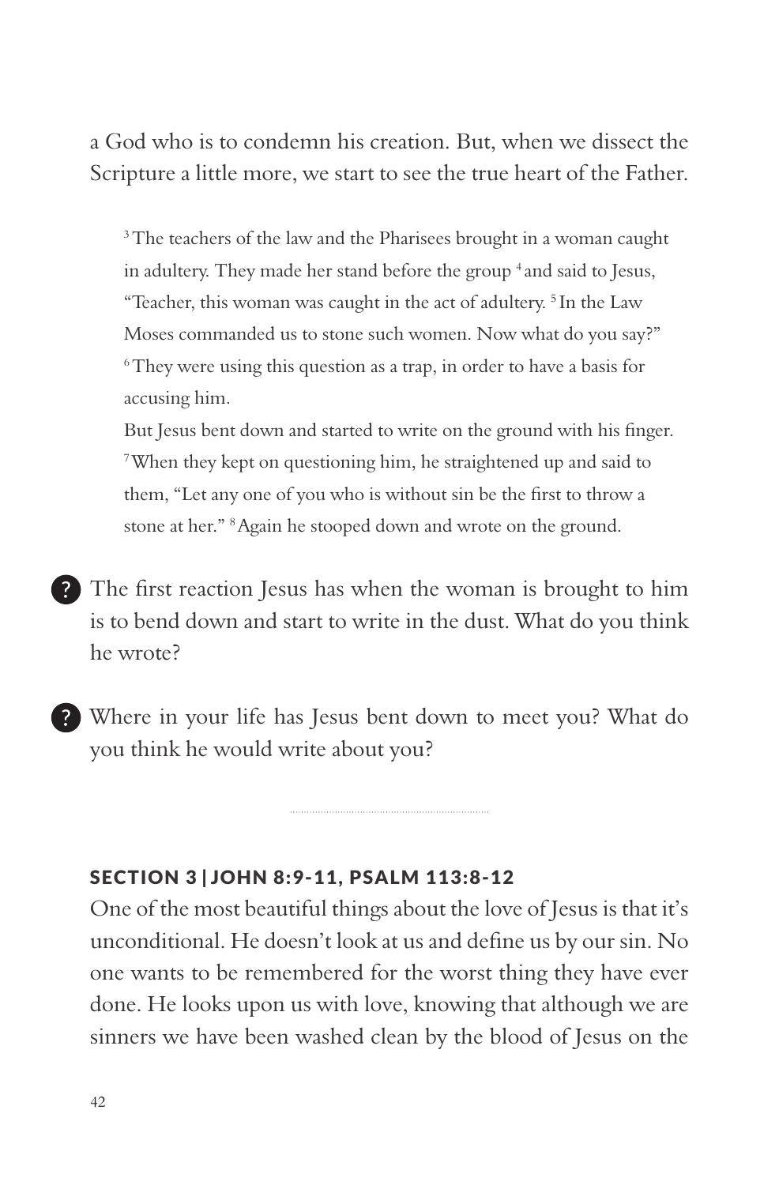a God who is to condemn his creation. But, when we dissect the Scripture a little more, we start to see the true heart of the Father.

> [3] The teachers of the law and the Pharisees brought in a woman caught in adultery. They made her stand before the group [4] and said to Jesus, "Teacher, this woman was caught in the act of adultery. [5] In the Law Moses commanded us to stone such women. Now what do you say?" [6] They were using this question as a trap, in order to have a basis for accusing him.
>
> But Jesus bent down and started to write on the ground with his finger. [7] When they kept on questioning him, he straightened up and said to them, "Let any one of you who is without sin be the first to throw a stone at her." [8] Again he stooped down and wrote on the ground.

**?** The first reaction Jesus has when the woman is brought to him is to bend down and start to write in the dust. What do you think he wrote?

**?** Where in your life has Jesus bent down to meet you? What do you think he would write about you?

---

## SECTION 3 | JOHN 8:9-11, PSALM 113:8-12

One of the most beautiful things about the love of Jesus is that it's unconditional. He doesn't look at us and define us by our sin. No one wants to be remembered for the worst thing they have ever done. He looks upon us with love, knowing that although we are sinners we have been washed clean by the blood of Jesus on the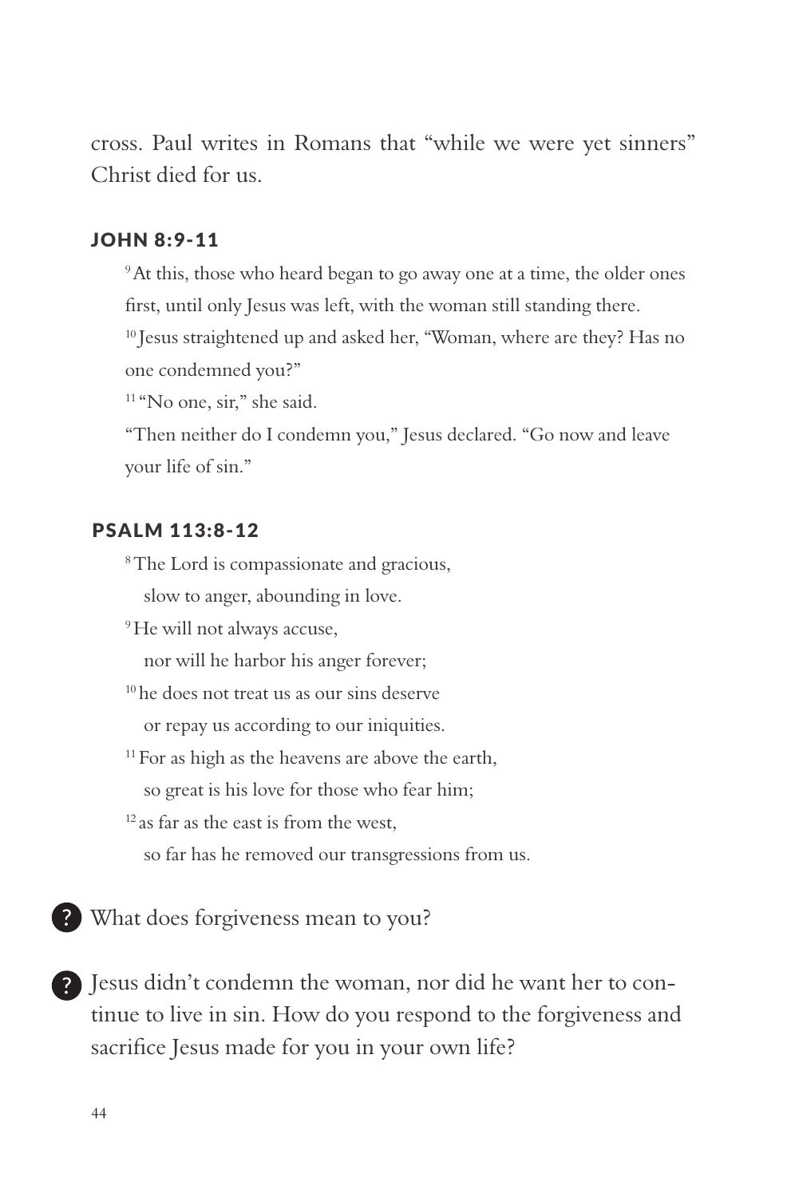cross. Paul writes in Romans that "while we were yet sinners" Christ died for us.

### JOHN 8:9-11

[9] At this, those who heard began to go away one at a time, the older ones first, until only Jesus was left, with the woman still standing there.
[10] Jesus straightened up and asked her, "Woman, where are they? Has no one condemned you?"
[11] "No one, sir," she said.
"Then neither do I condemn you," Jesus declared. "Go now and leave your life of sin."

### PSALM 113:8-12

[8] The Lord is compassionate and gracious,
slow to anger, abounding in love.
[9] He will not always accuse,
nor will he harbor his anger forever;
[10] he does not treat us as our sins deserve
or repay us according to our iniquities.
[11] For as high as the heavens are above the earth,
so great is his love for those who fear him;
[12] as far as the east is from the west,
so far has he removed our transgressions from us.

? What does forgiveness mean to you?

? Jesus didn't condemn the woman, nor did he want her to continue to live in sin. How do you respond to the forgiveness and sacrifice Jesus made for you in your own life?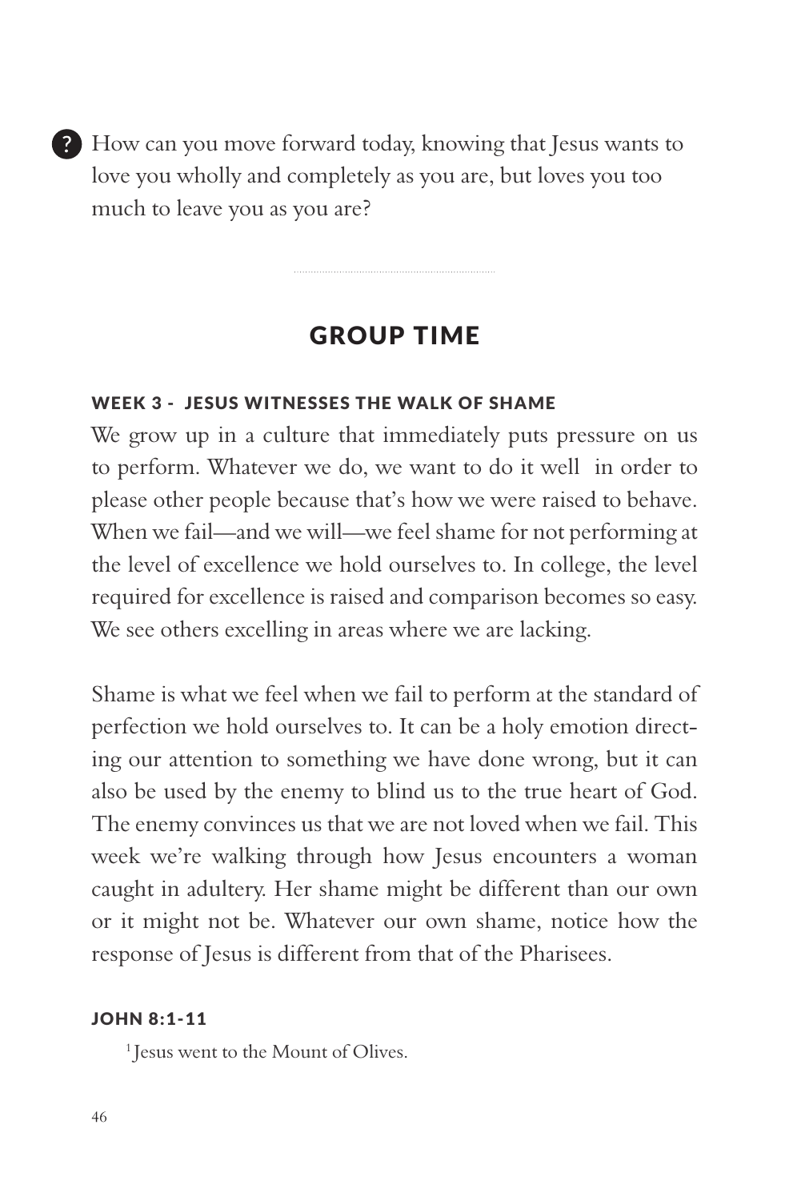? How can you move forward today, knowing that Jesus wants to love you wholly and completely as you are, but loves you too much to leave you as you are?

---

## GROUP TIME

### WEEK 3 - JESUS WITNESSES THE WALK OF SHAME

We grow up in a culture that immediately puts pressure on us to perform. Whatever we do, we want to do it well in order to please other people because that's how we were raised to behave. When we fail—and we will—we feel shame for not performing at the level of excellence we hold ourselves to. In college, the level required for excellence is raised and comparison becomes so easy. We see others excelling in areas where we are lacking.

Shame is what we feel when we fail to perform at the standard of perfection we hold ourselves to. It can be a holy emotion directing our attention to something we have done wrong, but it can also be used by the enemy to blind us to the true heart of God. The enemy convinces us that we are not loved when we fail. This week we're walking through how Jesus encounters a woman caught in adultery. Her shame might be different than our own or it might not be. Whatever our own shame, notice how the response of Jesus is different from that of the Pharisees.

### JOHN 8:1-11

[1] Jesus went to the Mount of Olives.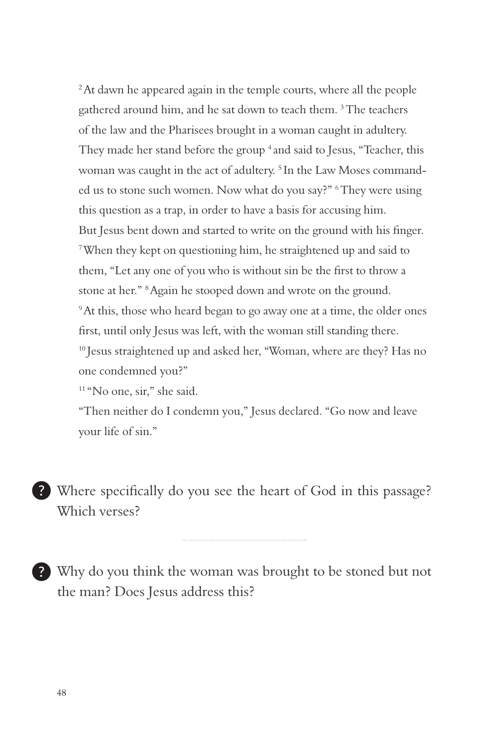[2] At dawn he appeared again in the temple courts, where all the people gathered around him, and he sat down to teach them. [3] The teachers of the law and the Pharisees brought in a woman caught in adultery. They made her stand before the group [4] and said to Jesus, "Teacher, this woman was caught in the act of adultery. [5] In the Law Moses commanded us to stone such women. Now what do you say?" [6] They were using this question as a trap, in order to have a basis for accusing him. But Jesus bent down and started to write on the ground with his finger. [7] When they kept on questioning him, he straightened up and said to them, "Let any one of you who is without sin be the first to throw a stone at her." [8] Again he stooped down and wrote on the ground. [9] At this, those who heard began to go away one at a time, the older ones first, until only Jesus was left, with the woman still standing there. [10] Jesus straightened up and asked her, "Woman, where are they? Has no one condemned you?"

[11] "No one, sir," she said.

"Then neither do I condemn you," Jesus declared. "Go now and leave your life of sin."

? Where specifically do you see the heart of God in this passage? Which verses?

---

? Why do you think the woman was brought to be stoned but not the man? Does Jesus address this?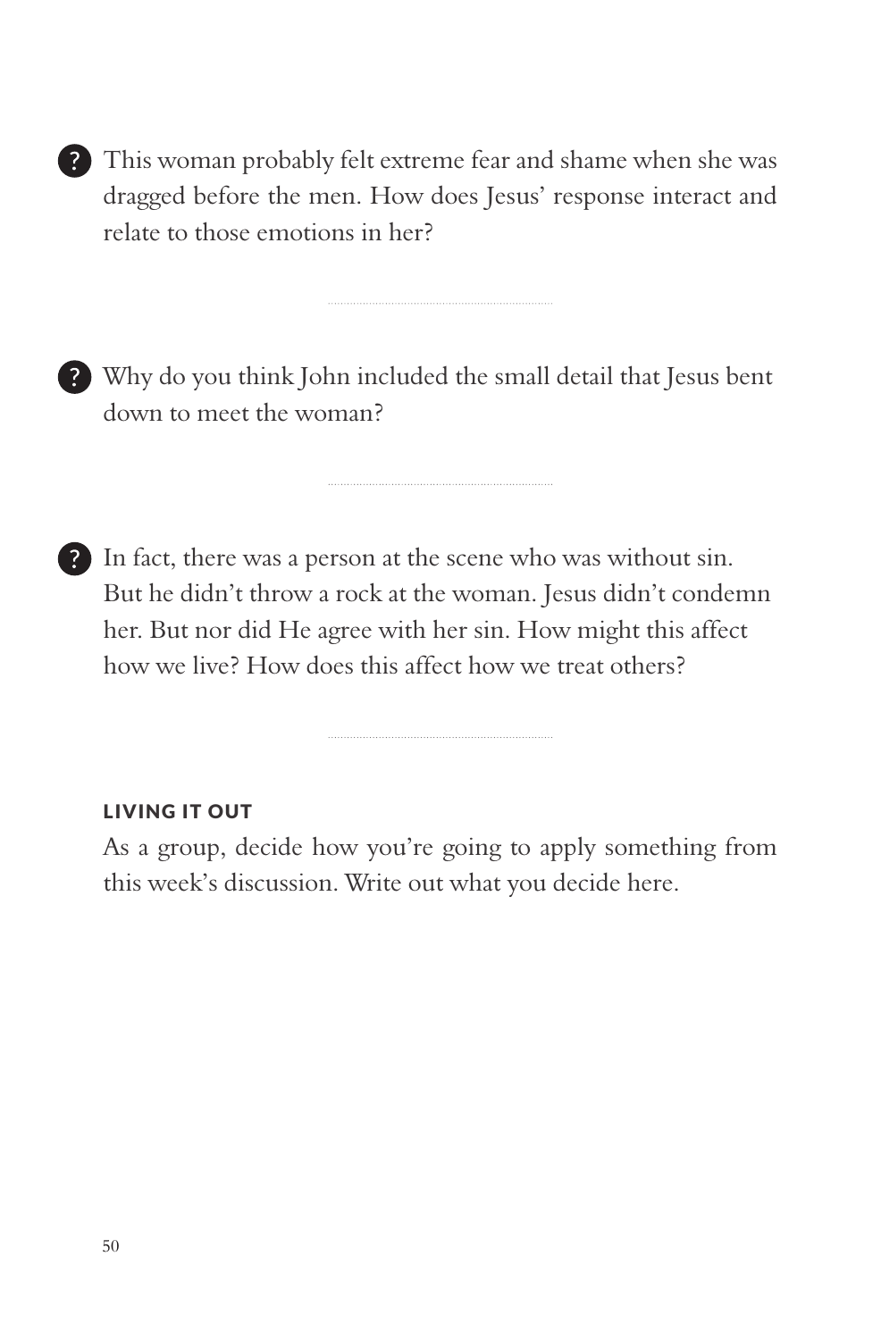? This woman probably felt extreme fear and shame when she was dragged before the men. How does Jesus' response interact and relate to those emotions in her?

? Why do you think John included the small detail that Jesus bent down to meet the woman?

? In fact, there was a person at the scene who was without sin. But he didn't throw a rock at the woman. Jesus didn't condemn her. But nor did He agree with her sin. How might this affect how we live? How does this affect how we treat others?

#### LIVING IT OUT

As a group, decide how you're going to apply something from this week's discussion. Write out what you decide here.